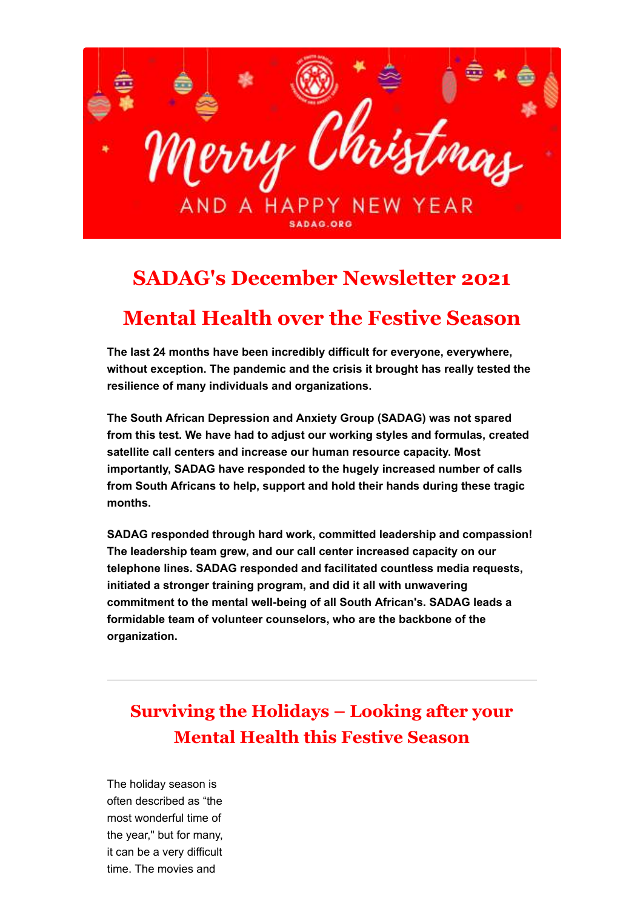# SADAG's December Newsletter 2021

# Mental Health over the Festive Season

**The last 24 months have been incredibly difficult for everyone, everywhere, without exception. The pandemic and the crisis it brought has really tested the resilience of many individuals and organizations.**

**The South African Depression and Anxiety Group (SADAG) was not spared from this test. We have had to adjust our working styles and formulas, created satellite call centers and increase our human resource capacity. Most importantly, SADAG have responded to the hugely increased number of calls from South Africans to help, support and hold their hands during these tragic months.**

**SADAG responded through hard work, committed leadership and compassion! The leadership team grew, and our call center increased capacity on our telephone lines. SADAG responded and facilitated countless media requests, initiated a stronger training program, and did it all with unwavering commitment to the mental well-being of all South African's. SADAG leads a formidable team of volunteer counselors, who are the backbone of the organization.**

---

## Surviving the Holidays – Looking after your Mental Health this Festive Season

The holiday season is often described as "the most wonderful time of the year," but for many, it can be a very difficult time. The movies and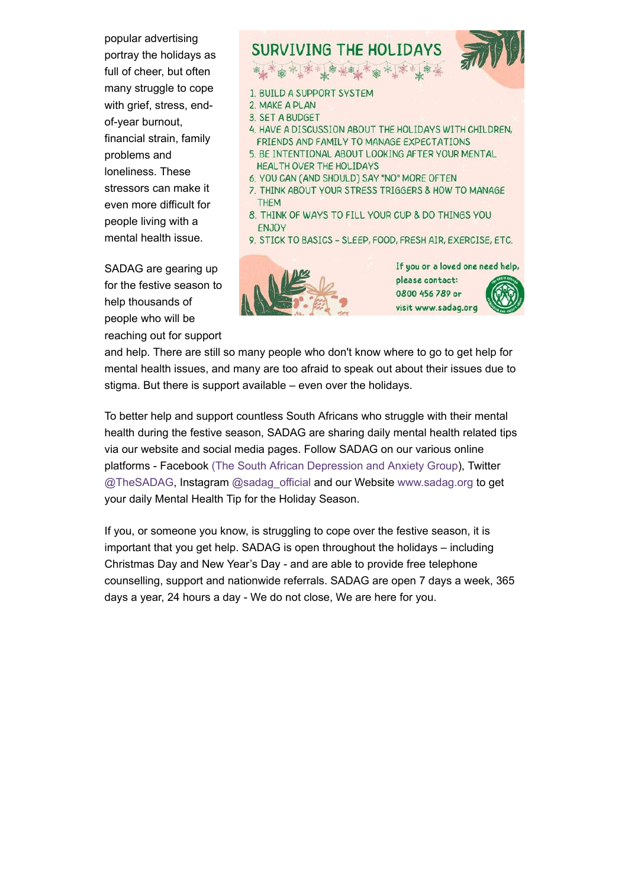popular advertising portray the holidays as full of cheer, but often many struggle to cope with grief, stress, end-of-year burnout, financial strain, family problems and loneliness. These stressors can make it even more difficult for people living with a mental health issue.

## SURVIVING THE HOLIDAYS

1. BUILD A SUPPORT SYSTEM
2. MAKE A PLAN
3. SET A BUDGET
4. HAVE A DISCUSSION ABOUT THE HOLIDAYS WITH CHILDREN, FRIENDS AND FAMILY TO MANAGE EXPECTATIONS
5. BE INTENTIONAL ABOUT LOOKING AFTER YOUR MENTAL HEALTH OVER THE HOLIDAYS
6. YOU CAN (AND SHOULD) SAY "NO" MORE OFTEN
7. THINK ABOUT YOUR STRESS TRIGGERS & HOW TO MANAGE THEM
8. THINK OF WAYS TO FILL YOUR CUP & DO THINGS YOU ENJOY
9. STICK TO BASICS - SLEEP, FOOD, FRESH AIR, EXERCISE, ETC.

If you or a loved one need help, please contact: 0800 456 789 or visit www.sadag.org

SADAG are gearing up for the festive season to help thousands of people who will be reaching out for support and help. There are still so many people who don't know where to go to get help for mental health issues, and many are too afraid to speak out about their issues due to stigma. But there is support available – even over the holidays.

To better help and support countless South Africans who struggle with their mental health during the festive season, SADAG are sharing daily mental health related tips via our website and social media pages. Follow SADAG on our various online platforms - Facebook (The South African Depression and Anxiety Group), Twitter @TheSADAG, Instagram @sadag_official and our Website www.sadag.org to get your daily Mental Health Tip for the Holiday Season.

If you, or someone you know, is struggling to cope over the festive season, it is important that you get help. SADAG is open throughout the holidays – including Christmas Day and New Year's Day - and are able to provide free telephone counselling, support and nationwide referrals. SADAG are open 7 days a week, 365 days a year, 24 hours a day - We do not close, We are here for you.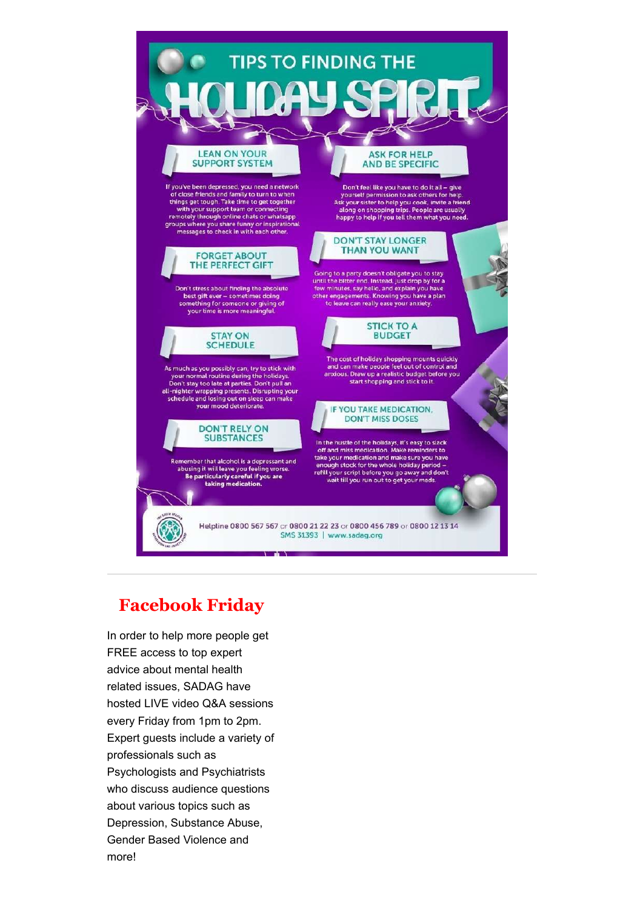# TIPS TO FINDING THE HOLIDAY SPIRIT

## LEAN ON YOUR SUPPORT SYSTEM

If you've been depressed, you need a network of close friends and family to turn to when things get tough. Take time to get together with your support team or connecting remotely through online chats or whatsapp groups where you share funny or inspirational messages to check in with each other.

## ASK FOR HELP AND BE SPECIFIC

Don't feel like you have to do it all – give yourself permission to ask others for help. Ask your sister to help you cook, invite a friend along on shopping trips. People are usually happy to help if you tell them what you need.

## DON'T STAY LONGER THAN YOU WANT

Going to a party doesn't obligate you to stay until the bitter end. Instead, just drop by for a few minutes, say hello, and explain you have other engagements. Knowing you have a plan to leave can really ease your anxiety.

## FORGET ABOUT THE PERFECT GIFT

Don't stress about finding the absolute best gift ever – sometimes doing something for someone or giving of your time is more meaningful.

## STAY ON SCHEDULE

As much as you possibly can, try to stick with your normal routine during the holidays. Don't stay too late at parties. Don't pull an all-nighter wrapping presents. Disrupting your schedule and losing out on sleep can make your mood deteriorate.

## STICK TO A BUDGET

The cost of holiday shopping mounts quickly and can make people feel out of control and anxious. Draw up a realistic budget before you start shopping and stick to it.

## IF YOU TAKE MEDICATION, DON'T MISS DOSES

In the hustle of the holidays, it's easy to slack off and miss medication. Make reminders to take your medication and make sure you have enough stock for the whole holiday period – refill your script before you go away and don't wait till you run out to get your meds.

## DON'T RELY ON SUBSTANCES

Remember that alcohol is a depressant and abusing it will leave you feeling worse. **Be particularly careful if you are taking medication.**

Helpline 0800 567 567 or 0800 21 22 23 or 0800 456 789 or 0800 12 13 14
SMS 31393 | www.sadag.org

---

## Facebook Friday

In order to help more people get FREE access to top expert advice about mental health related issues, SADAG have hosted LIVE video Q&A sessions every Friday from 1pm to 2pm. Expert guests include a variety of professionals such as Psychologists and Psychiatrists who discuss audience questions about various topics such as Depression, Substance Abuse, Gender Based Violence and more!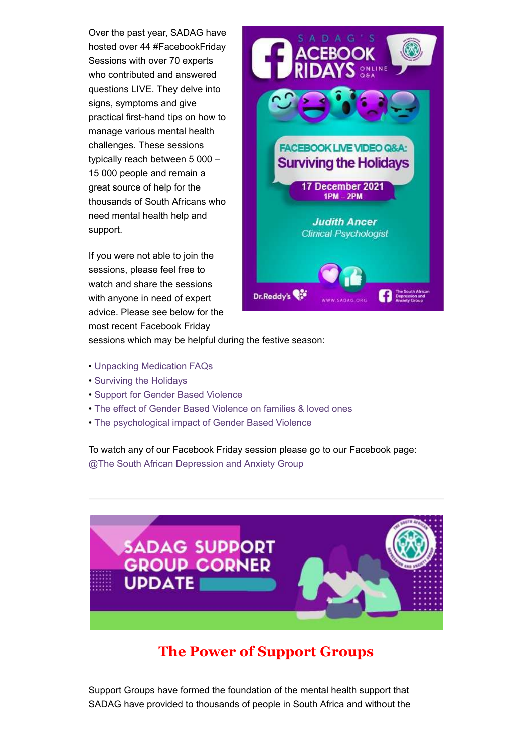Over the past year, SADAG have hosted over 44 #FacebookFriday Sessions with over 70 experts who contributed and answered questions LIVE. They delve into signs, symptoms and give practical first-hand tips on how to manage various mental health challenges. These sessions typically reach between 5 000 – 15 000 people and remain a great source of help for the thousands of South Africans who need mental health help and support.

If you were not able to join the sessions, please feel free to watch and share the sessions with anyone in need of expert advice. Please see below for the most recent Facebook Friday sessions which may be helpful during the festive season:

- Unpacking Medication FAQs
- Surviving the Holidays
- Support for Gender Based Violence
- The effect of Gender Based Violence on families & loved ones
- The psychological impact of Gender Based Violence

To watch any of our Facebook Friday session please go to our Facebook page: @The South African Depression and Anxiety Group

---

## The Power of Support Groups

Support Groups have formed the foundation of the mental health support that SADAG have provided to thousands of people in South Africa and without the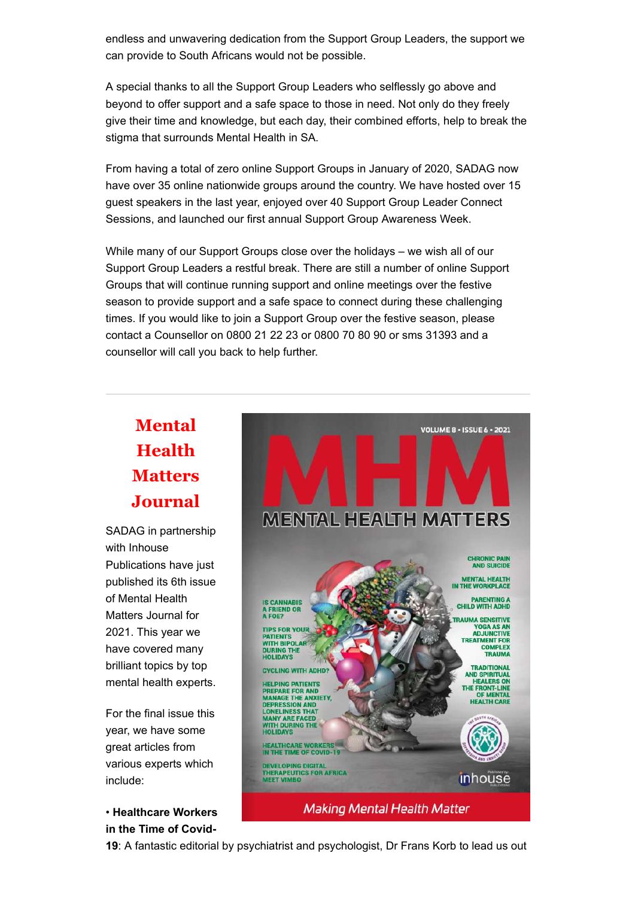endless and unwavering dedication from the Support Group Leaders, the support we can provide to South Africans would not be possible.

A special thanks to all the Support Group Leaders who selflessly go above and beyond to offer support and a safe space to those in need. Not only do they freely give their time and knowledge, but each day, their combined efforts, help to break the stigma that surrounds Mental Health in SA.

From having a total of zero online Support Groups in January of 2020, SADAG now have over 35 online nationwide groups around the country. We have hosted over 15 guest speakers in the last year, enjoyed over 40 Support Group Leader Connect Sessions, and launched our first annual Support Group Awareness Week.

While many of our Support Groups close over the holidays – we wish all of our Support Group Leaders a restful break. There are still a number of online Support Groups that will continue running support and online meetings over the festive season to provide support and a safe space to connect during these challenging times. If you would like to join a Support Group over the festive season, please contact a Counsellor on 0800 21 22 23 or 0800 70 80 90 or sms 31393 and a counsellor will call you back to help further.

---

## Mental Health Matters Journal

SADAG in partnership with Inhouse Publications have just published its 6th issue of Mental Health Matters Journal for 2021. This year we have covered many brilliant topics by top mental health experts.

For the final issue this year, we have some great articles from various experts which include:

• **Healthcare Workers in the Time of Covid-19**: A fantastic editorial by psychiatrist and psychologist, Dr Frans Korb to lead us out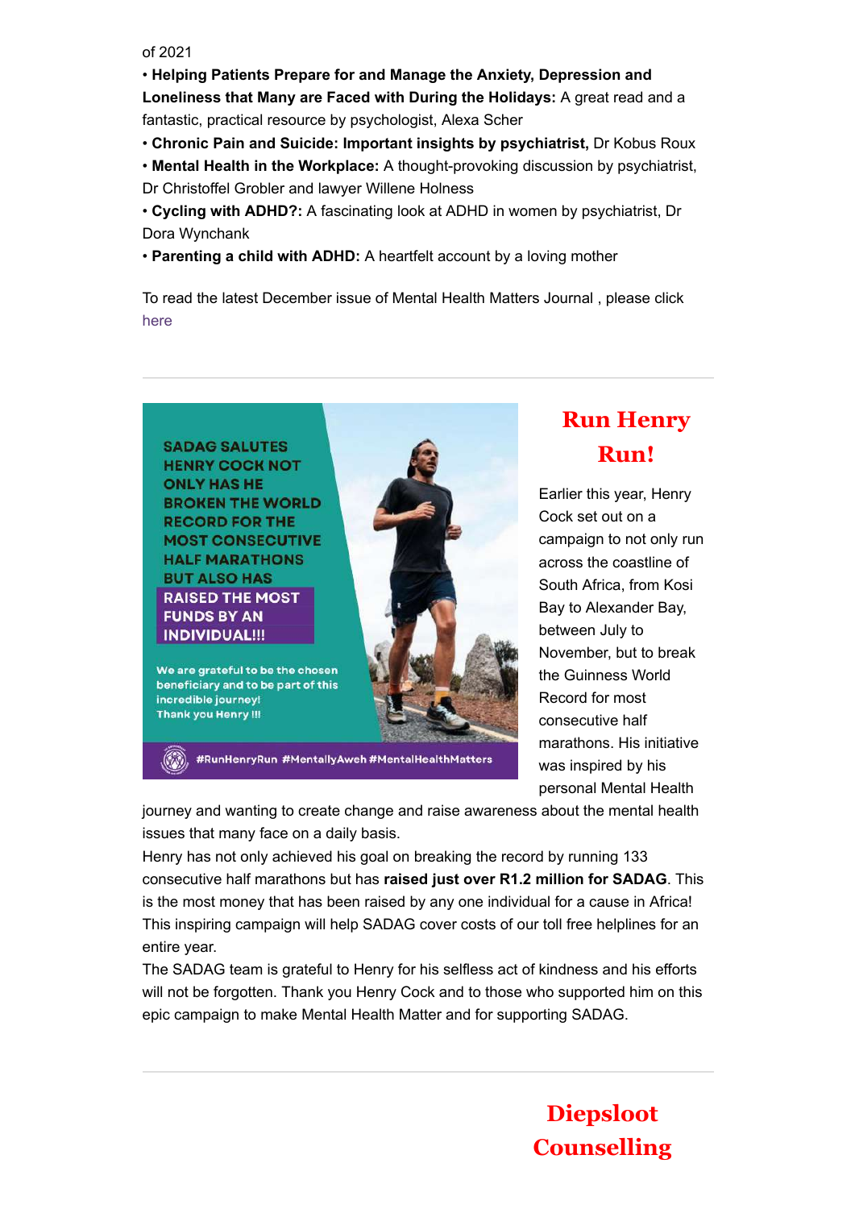of 2021

- **Helping Patients Prepare for and Manage the Anxiety, Depression and Loneliness that Many are Faced with During the Holidays:** A great read and a fantastic, practical resource by psychologist, Alexa Scher
- **Chronic Pain and Suicide: Important insights by psychiatrist,** Dr Kobus Roux
- **Mental Health in the Workplace:** A thought-provoking discussion by psychiatrist, Dr Christoffel Grobler and lawyer Willene Holness
- **Cycling with ADHD?:** A fascinating look at ADHD in women by psychiatrist, Dr Dora Wynchank
- **Parenting a child with ADHD:** A heartfelt account by a loving mother

To read the latest December issue of Mental Health Matters Journal , please click here

---

SADAG SALUTES HENRY COCK NOT ONLY HAS HE BROKEN THE WORLD RECORD FOR THE MOST CONSECUTIVE HALF MARATHONS BUT ALSO HAS RAISED THE MOST FUNDS BY AN INDIVIDUAL!!!

We are grateful to be the chosen beneficiary and to be part of this incredible journey! Thank you Henry !!!

#RunHenryRun #MentallyAweh #MentalHealthMatters

## Run Henry Run!

Earlier this year, Henry Cock set out on a campaign to not only run across the coastline of South Africa, from Kosi Bay to Alexander Bay, between July to November, but to break the Guinness World Record for most consecutive half marathons. His initiative was inspired by his personal Mental Health journey and wanting to create change and raise awareness about the mental health issues that many face on a daily basis.

Henry has not only achieved his goal on breaking the record by running 133 consecutive half marathons but has **raised just over R1.2 million for SADAG**. This is the most money that has been raised by any one individual for a cause in Africa! This inspiring campaign will help SADAG cover costs of our toll free helplines for an entire year.

The SADAG team is grateful to Henry for his selfless act of kindness and his efforts will not be forgotten. Thank you Henry Cock and to those who supported him on this epic campaign to make Mental Health Matter and for supporting SADAG.

---

## Diepsloot Counselling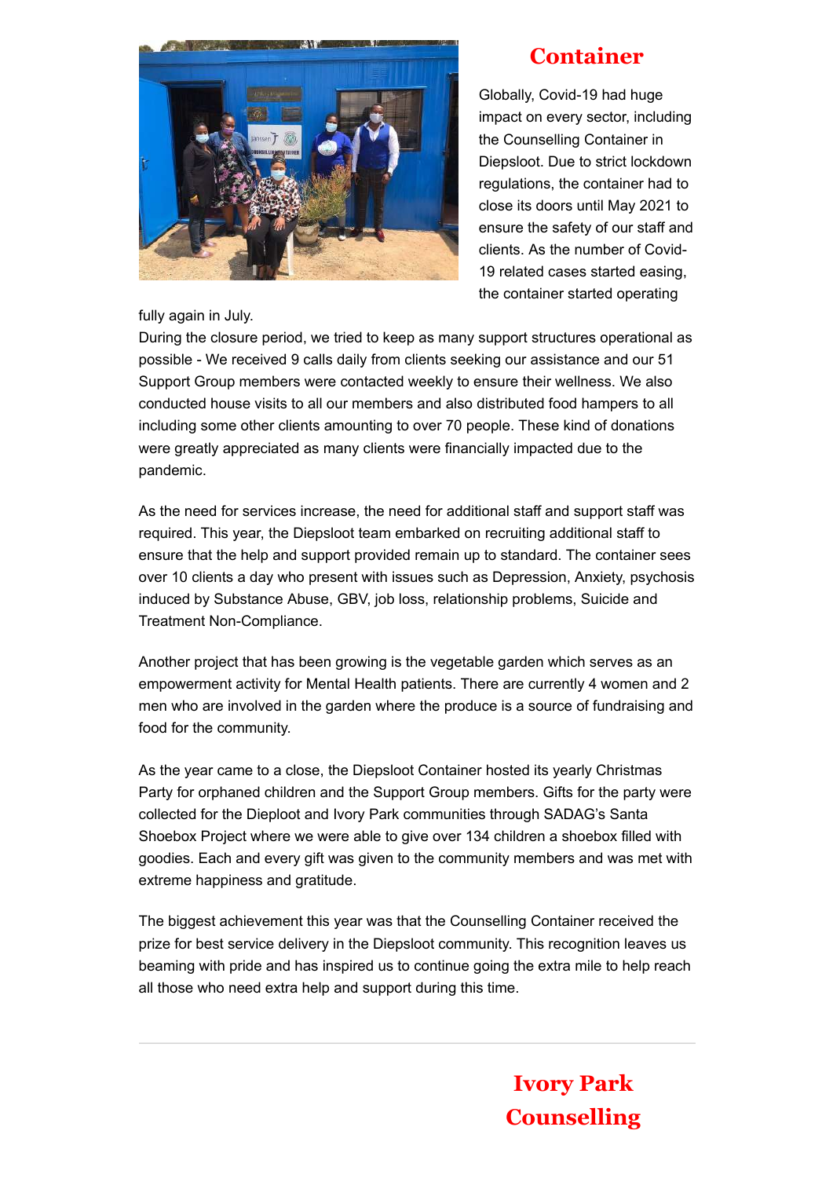## Container

Globally, Covid-19 had huge impact on every sector, including the Counselling Container in Diepsloot. Due to strict lockdown regulations, the container had to close its doors until May 2021 to ensure the safety of our staff and clients. As the number of Covid-19 related cases started easing, the container started operating fully again in July.

During the closure period, we tried to keep as many support structures operational as possible - We received 9 calls daily from clients seeking our assistance and our 51 Support Group members were contacted weekly to ensure their wellness. We also conducted house visits to all our members and also distributed food hampers to all including some other clients amounting to over 70 people. These kind of donations were greatly appreciated as many clients were financially impacted due to the pandemic.

As the need for services increase, the need for additional staff and support staff was required. This year, the Diepsloot team embarked on recruiting additional staff to ensure that the help and support provided remain up to standard. The container sees over 10 clients a day who present with issues such as Depression, Anxiety, psychosis induced by Substance Abuse, GBV, job loss, relationship problems, Suicide and Treatment Non-Compliance.

Another project that has been growing is the vegetable garden which serves as an empowerment activity for Mental Health patients. There are currently 4 women and 2 men who are involved in the garden where the produce is a source of fundraising and food for the community.

As the year came to a close, the Diepsloot Container hosted its yearly Christmas Party for orphaned children and the Support Group members. Gifts for the party were collected for the Dieploot and Ivory Park communities through SADAG's Santa Shoebox Project where we were able to give over 134 children a shoebox filled with goodies. Each and every gift was given to the community members and was met with extreme happiness and gratitude.

The biggest achievement this year was that the Counselling Container received the prize for best service delivery in the Diepsloot community. This recognition leaves us beaming with pride and has inspired us to continue going the extra mile to help reach all those who need extra help and support during this time.

---

## Ivory Park Counselling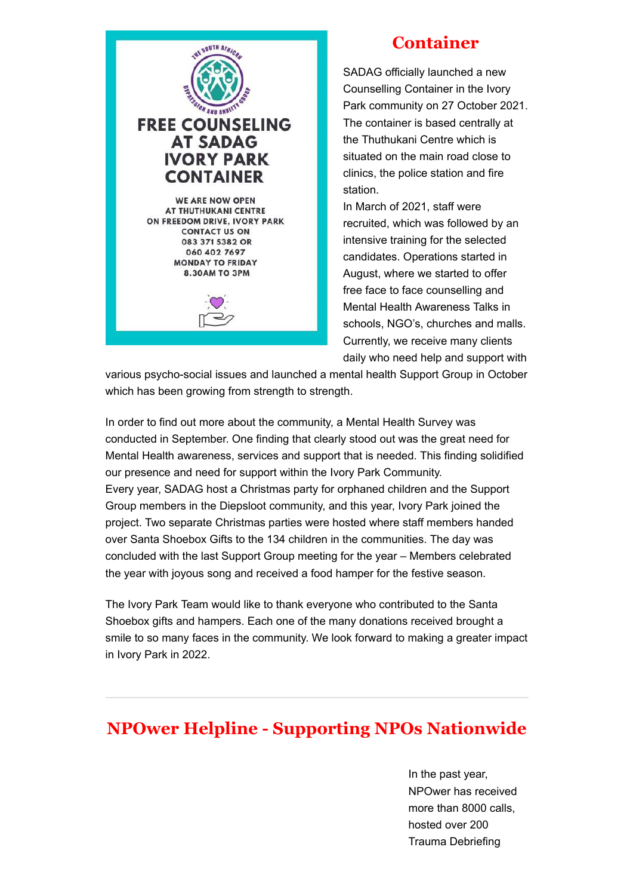FREE COUNSELING AT SADAG IVORY PARK CONTAINER

WE ARE NOW OPEN AT THUTHUKANI CENTRE ON FREEDOM DRIVE, IVORY PARK CONTACT US ON 083 371 5382 OR 060 402 7697 MONDAY TO FRIDAY 8.30AM TO 3PM

## Container

SADAG officially launched a new Counselling Container in the Ivory Park community on 27 October 2021. The container is based centrally at the Thuthukani Centre which is situated on the main road close to clinics, the police station and fire station.

In March of 2021, staff were recruited, which was followed by an intensive training for the selected candidates. Operations started in August, where we started to offer free face to face counselling and Mental Health Awareness Talks in schools, NGO's, churches and malls. Currently, we receive many clients daily who need help and support with various psycho-social issues and launched a mental health Support Group in October which has been growing from strength to strength.

In order to find out more about the community, a Mental Health Survey was conducted in September. One finding that clearly stood out was the great need for Mental Health awareness, services and support that is needed. This finding solidified our presence and need for support within the Ivory Park Community.

Every year, SADAG host a Christmas party for orphaned children and the Support Group members in the Diepsloot community, and this year, Ivory Park joined the project. Two separate Christmas parties were hosted where staff members handed over Santa Shoebox Gifts to the 134 children in the communities. The day was concluded with the last Support Group meeting for the year – Members celebrated the year with joyous song and received a food hamper for the festive season.

The Ivory Park Team would like to thank everyone who contributed to the Santa Shoebox gifts and hampers. Each one of the many donations received brought a smile to so many faces in the community. We look forward to making a greater impact in Ivory Park in 2022.

---

## NPOwer Helpline - Supporting NPOs Nationwide

In the past year, NPOwer has received more than 8000 calls, hosted over 200 Trauma Debriefing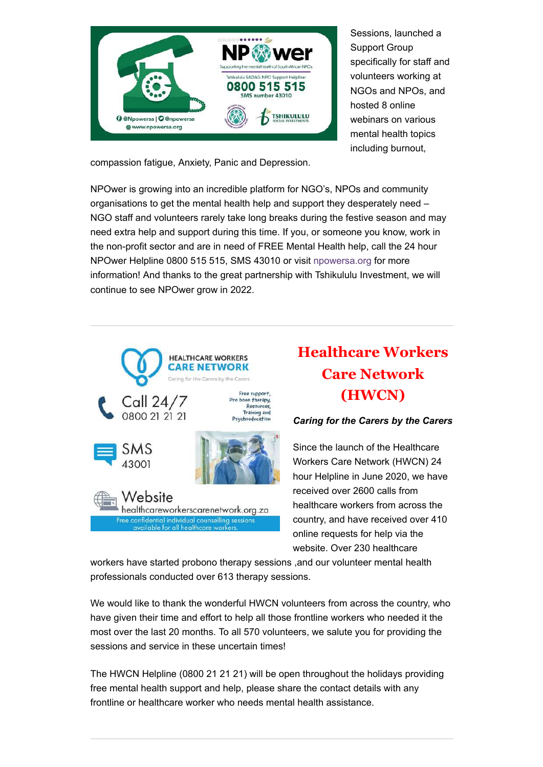Sessions, launched a Support Group specifically for staff and volunteers working at NGOs and NPOs, and hosted 8 online webinars on various mental health topics including burnout, compassion fatigue, Anxiety, Panic and Depression.

NPOwer is growing into an incredible platform for NGO's, NPOs and community organisations to get the mental health help and support they desperately need – NGO staff and volunteers rarely take long breaks during the festive season and may need extra help and support during this time. If you, or someone you know, work in the non-profit sector and are in need of FREE Mental Health help, call the 24 hour NPOwer Helpline 0800 515 515, SMS 43010 or visit npowersa.org for more information! And thanks to the great partnership with Tshikululu Investment, we will continue to see NPOwer grow in 2022.

---

## Healthcare Workers Care Network (HWCN)

***Caring for the Carers by the Carers***

Since the launch of the Healthcare Workers Care Network (HWCN) 24 hour Helpline in June 2020, we have received over 2600 calls from healthcare workers from across the country, and have received over 410 online requests for help via the website. Over 230 healthcare workers have started probono therapy sessions ,and our volunteer mental health professionals conducted over 613 therapy sessions.

We would like to thank the wonderful HWCN volunteers from across the country, who have given their time and effort to help all those frontline workers who needed it the most over the last 20 months. To all 570 volunteers, we salute you for providing the sessions and service in these uncertain times!

The HWCN Helpline (0800 21 21 21) will be open throughout the holidays providing free mental health support and help, please share the contact details with any frontline or healthcare worker who needs mental health assistance.

---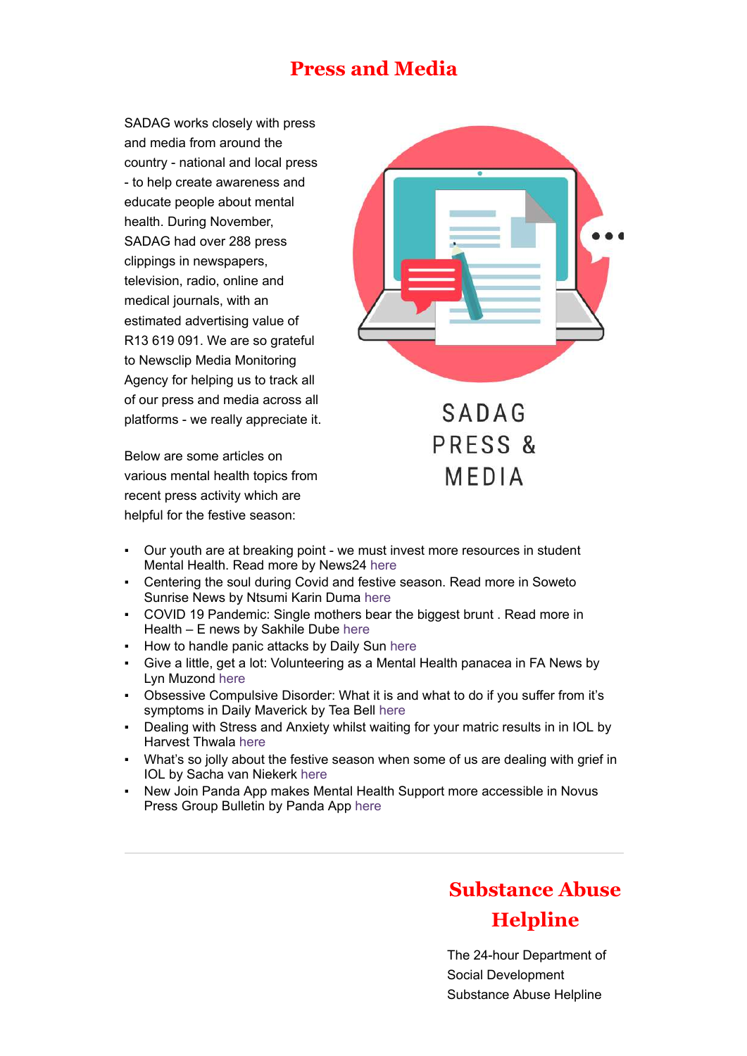# Press and Media

SADAG works closely with press and media from around the country - national and local press - to help create awareness and educate people about mental health. During November, SADAG had over 288 press clippings in newspapers, television, radio, online and medical journals, with an estimated advertising value of R13 619 091. We are so grateful to Newsclip Media Monitoring Agency for helping us to track all of our press and media across all platforms - we really appreciate it.

SADAG PRESS & MEDIA

Below are some articles on various mental health topics from recent press activity which are helpful for the festive season:

- Our youth are at breaking point - we must invest more resources in student Mental Health. Read more by News24 here
- Centering the soul during Covid and festive season. Read more in Soweto Sunrise News by Ntsumi Karin Duma here
- COVID 19 Pandemic: Single mothers bear the biggest brunt . Read more in Health – E news by Sakhile Dube here
- How to handle panic attacks by Daily Sun here
- Give a little, get a lot: Volunteering as a Mental Health panacea in FA News by Lyn Muzond here
- Obsessive Compulsive Disorder: What it is and what to do if you suffer from it's symptoms in Daily Maverick by Tea Bell here
- Dealing with Stress and Anxiety whilst waiting for your matric results in in IOL by Harvest Thwala here
- What's so jolly about the festive season when some of us are dealing with grief in IOL by Sacha van Niekerk here
- New Join Panda App makes Mental Health Support more accessible in Novus Press Group Bulletin by Panda App here

---

# Substance Abuse Helpline

The 24-hour Department of Social Development Substance Abuse Helpline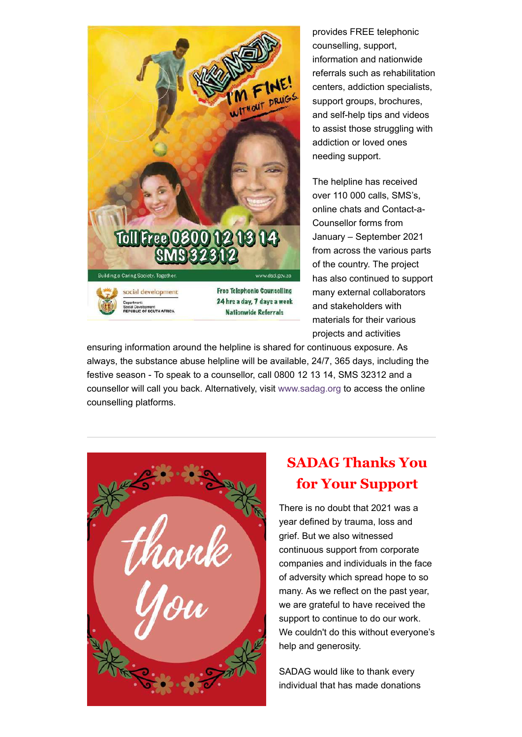provides FREE telephonic counselling, support, information and nationwide referrals such as rehabilitation centers, addiction specialists, support groups, brochures, and self-help tips and videos to assist those struggling with addiction or loved ones needing support.

The helpline has received over 110 000 calls, SMS's, online chats and Contact-a-Counsellor forms from January – September 2021 from across the various parts of the country. The project has also continued to support many external collaborators and stakeholders with materials for their various projects and activities ensuring information around the helpline is shared for continuous exposure. As always, the substance abuse helpline will be available, 24/7, 365 days, including the festive season - To speak to a counsellor, call 0800 12 13 14, SMS 32312 and a counsellor will call you back. Alternatively, visit www.sadag.org to access the online counselling platforms.

---

## SADAG Thanks You for Your Support

There is no doubt that 2021 was a year defined by trauma, loss and grief. But we also witnessed continuous support from corporate companies and individuals in the face of adversity which spread hope to so many. As we reflect on the past year, we are grateful to have received the support to continue to do our work. We couldn't do this without everyone's help and generosity.

SADAG would like to thank every individual that has made donations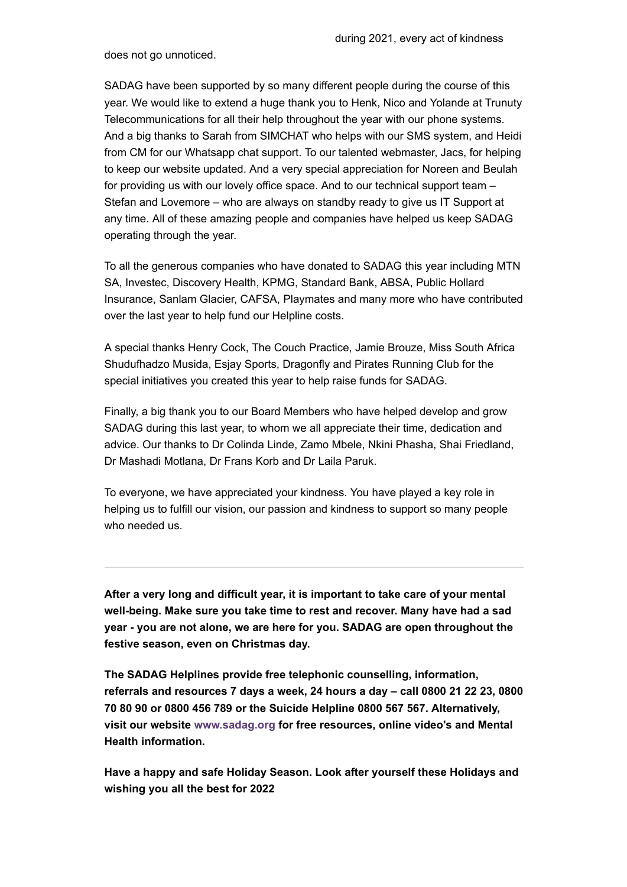during 2021, every act of kindness does not go unnoticed.

SADAG have been supported by so many different people during the course of this year. We would like to extend a huge thank you to Henk, Nico and Yolande at Trunuty Telecommunications for all their help throughout the year with our phone systems. And a big thanks to Sarah from SIMCHAT who helps with our SMS system, and Heidi from CM for our Whatsapp chat support. To our talented webmaster, Jacs, for helping to keep our website updated. And a very special appreciation for Noreen and Beulah for providing us with our lovely office space. And to our technical support team – Stefan and Lovemore – who are always on standby ready to give us IT Support at any time. All of these amazing people and companies have helped us keep SADAG operating through the year.

To all the generous companies who have donated to SADAG this year including MTN SA, Investec, Discovery Health, KPMG, Standard Bank, ABSA, Public Hollard Insurance, Sanlam Glacier, CAFSA, Playmates and many more who have contributed over the last year to help fund our Helpline costs.

A special thanks Henry Cock, The Couch Practice, Jamie Brouze, Miss South Africa Shudufhadzo Musida, Esjay Sports, Dragonfly and Pirates Running Club for the special initiatives you created this year to help raise funds for SADAG.

Finally, a big thank you to our Board Members who have helped develop and grow SADAG during this last year, to whom we all appreciate their time, dedication and advice. Our thanks to Dr Colinda Linde, Zamo Mbele, Nkini Phasha, Shai Friedland, Dr Mashadi Motlana, Dr Frans Korb and Dr Laila Paruk.

To everyone, we have appreciated your kindness. You have played a key role in helping us to fulfill our vision, our passion and kindness to support so many people who needed us.

---

**After a very long and difficult year, it is important to take care of your mental well-being. Make sure you take time to rest and recover. Many have had a sad year - you are not alone, we are here for you. SADAG are open throughout the festive season, even on Christmas day.**

**The SADAG Helplines provide free telephonic counselling, information, referrals and resources 7 days a week, 24 hours a day – call 0800 21 22 23, 0800 70 80 90 or 0800 456 789 or the Suicide Helpline 0800 567 567. Alternatively, visit our website www.sadag.org for free resources, online video's and Mental Health information.**

**Have a happy and safe Holiday Season. Look after yourself these Holidays and wishing you all the best for 2022**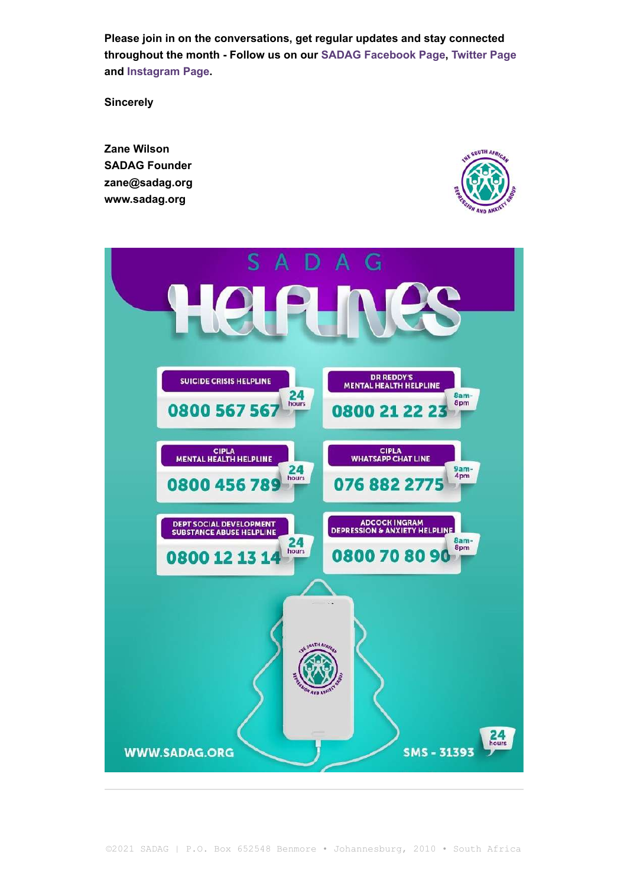**Please join in on the conversations, get regular updates and stay connected throughout the month - Follow us on our SADAG Facebook Page, Twitter Page and Instagram Page.**

**Sincerely**

**Zane Wilson**
**SADAG Founder**
**zane@sadag.org**
**www.sadag.org**

# SADAG Helplines

| Helpline | Number | Hours |
|---|---|---|
| SUICIDE CRISIS HELPLINE | 0800 567 567 | 24 hours |
| DR REDDY'S MENTAL HEALTH HELPLINE | 0800 21 22 23 | 8am-8pm |
| CIPLA MENTAL HEALTH HELPLINE | 0800 456 789 | 24 hours |
| CIPLA WHATSAPP CHAT LINE | 076 882 2775 | 9am-4pm |
| DEPT SOCIAL DEVELOPMENT SUBSTANCE ABUSE HELPLINE | 0800 12 13 14 | 24 hours |
| ADCOCK INGRAM DEPRESSION & ANXIETY HELPLINE | 0800 70 80 90 | 8am-8pm |

WWW.SADAG.ORG

SMS - 31393 (24 hours)

©2021 SADAG | P.O. Box 652548 Benmore • Johannesburg, 2010 • South Africa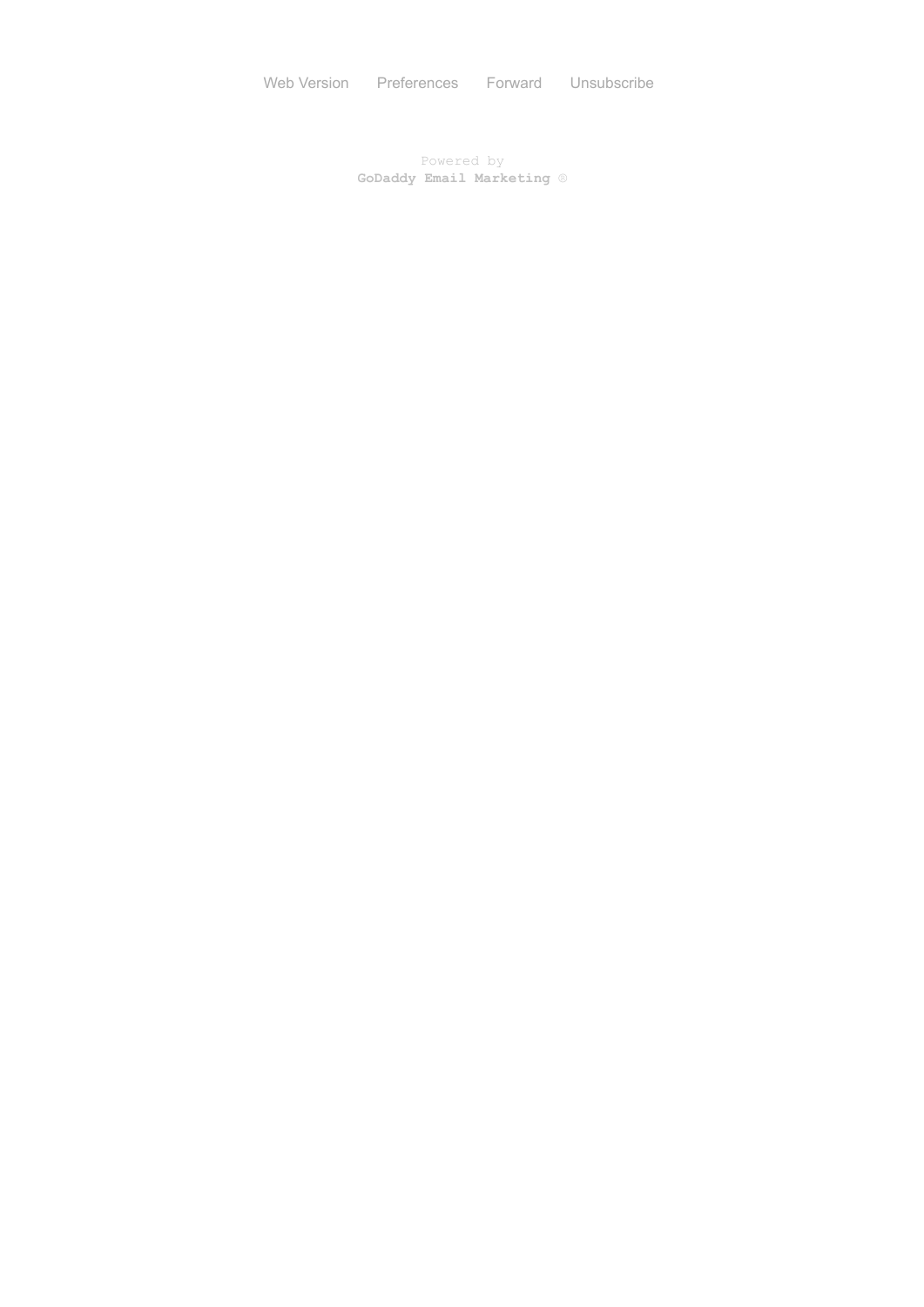Web Version Preferences Forward Unsubscribe

Powered by
**GoDaddy Email Marketing** ®